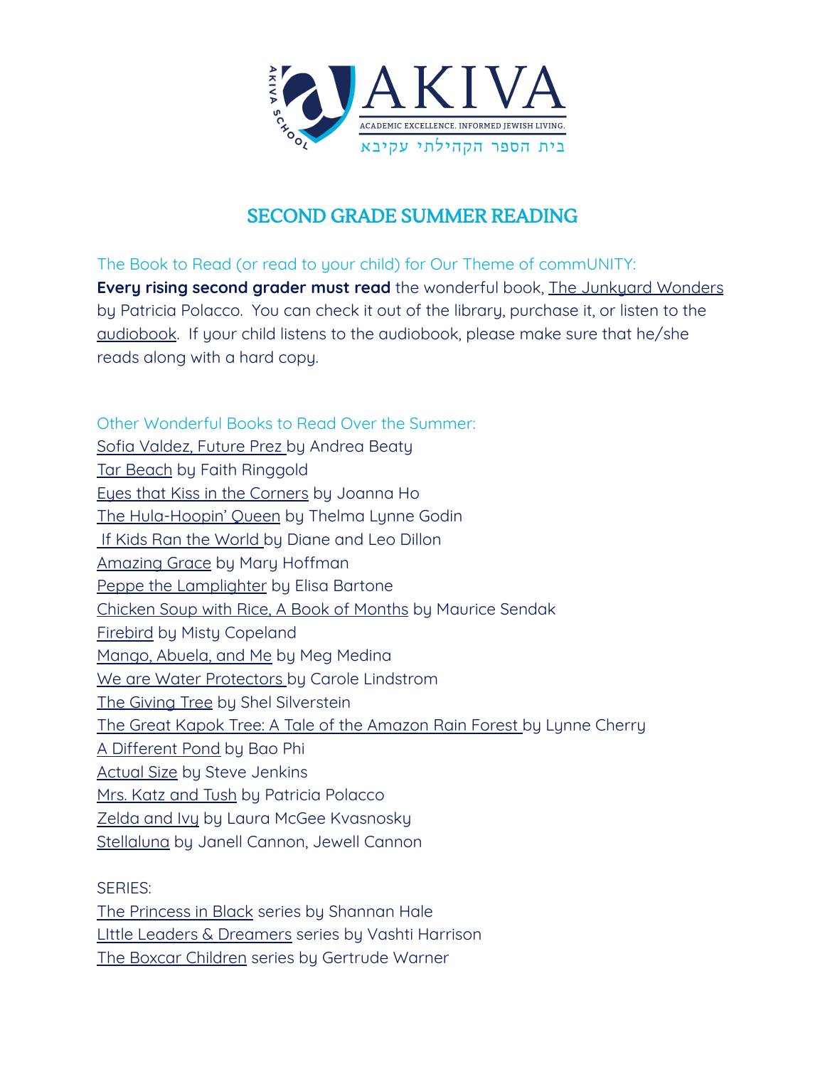AKIVA

ACADEMIC EXCELLENCE. INFORMED JEWISH LIVING.

בית הספר הקהילתי עקיבא

AKIVA SCHOOL

# SECOND GRADE SUMMER READING

The Book to Read (or read to your child) for Our Theme of commUNITY:

**Every rising second grader must read** the wonderful book, The Junkyard Wonders by Patricia Polacco. You can check it out of the library, purchase it, or listen to the audiobook. If your child listens to the audiobook, please make sure that he/she reads along with a hard copy.

Other Wonderful Books to Read Over the Summer:

Sofia Valdez, Future Prez by Andrea Beaty
Tar Beach by Faith Ringgold
Eyes that Kiss in the Corners by Joanna Ho
The Hula-Hoopin' Queen by Thelma Lynne Godin
If Kids Ran the World by Diane and Leo Dillon
Amazing Grace by Mary Hoffman
Peppe the Lamplighter by Elisa Bartone
Chicken Soup with Rice, A Book of Months by Maurice Sendak
Firebird by Misty Copeland
Mango, Abuela, and Me by Meg Medina
We are Water Protectors by Carole Lindstrom
The Giving Tree by Shel Silverstein
The Great Kapok Tree: A Tale of the Amazon Rain Forest by Lynne Cherry
A Different Pond by Bao Phi
Actual Size by Steve Jenkins
Mrs. Katz and Tush by Patricia Polacco
Zelda and Ivy by Laura McGee Kvasnosky
Stellaluna by Janell Cannon, Jewell Cannon

SERIES:

The Princess in Black series by Shannan Hale
LIttle Leaders & Dreamers series by Vashti Harrison
The Boxcar Children series by Gertrude Warner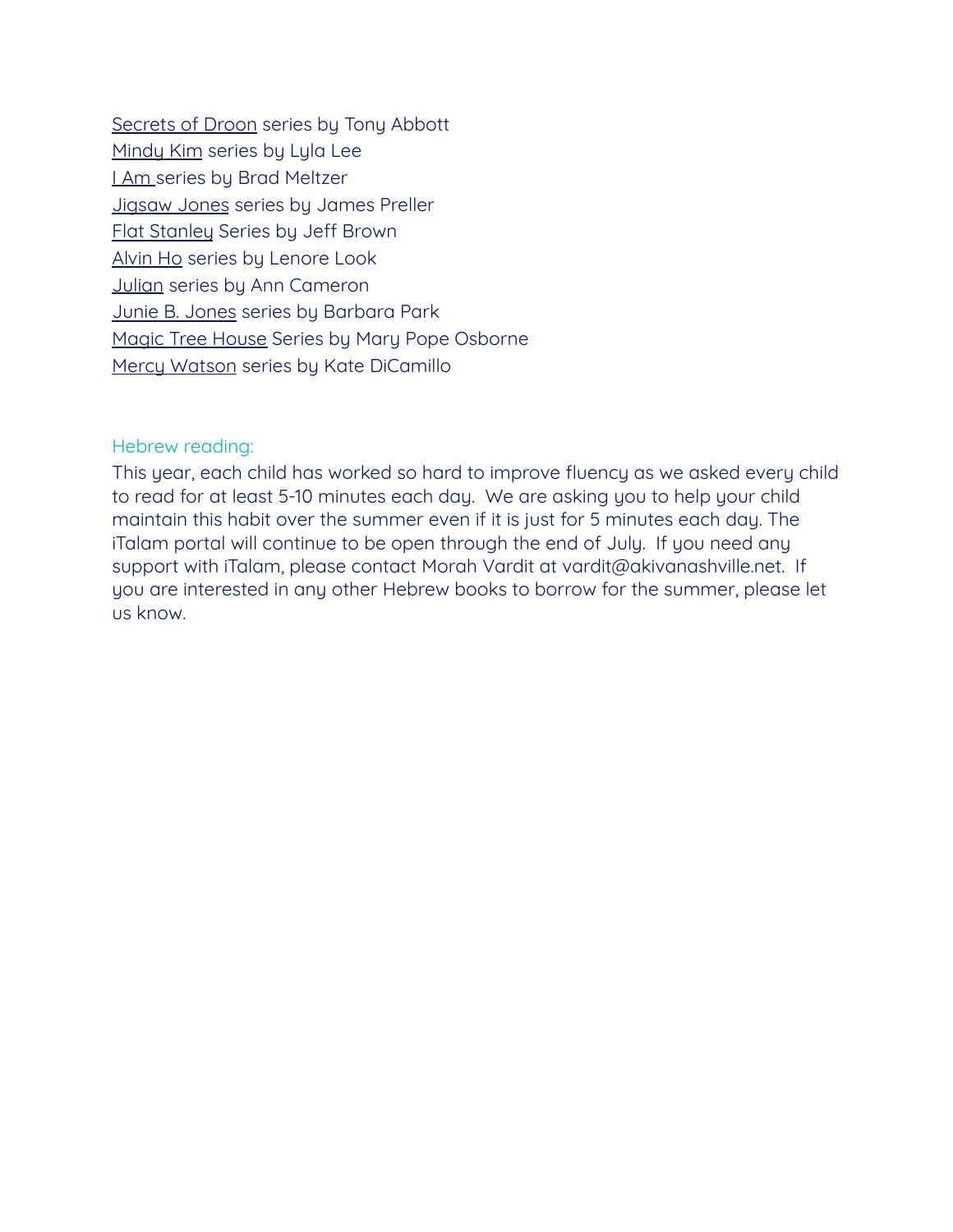Secrets of Droon series by Tony Abbott
Mindy Kim series by Lyla Lee
I Am series by Brad Meltzer
Jigsaw Jones series by James Preller
Flat Stanley Series by Jeff Brown
Alvin Ho series by Lenore Look
Julian series by Ann Cameron
Junie B. Jones series by Barbara Park
Magic Tree House Series by Mary Pope Osborne
Mercy Watson series by Kate DiCamillo

Hebrew reading:

This year, each child has worked so hard to improve fluency as we asked every child to read for at least 5-10 minutes each day. We are asking you to help your child maintain this habit over the summer even if it is just for 5 minutes each day. The iTalam portal will continue to be open through the end of July. If you need any support with iTalam, please contact Morah Vardit at vardit@akivanashville.net. If you are interested in any other Hebrew books to borrow for the summer, please let us know.